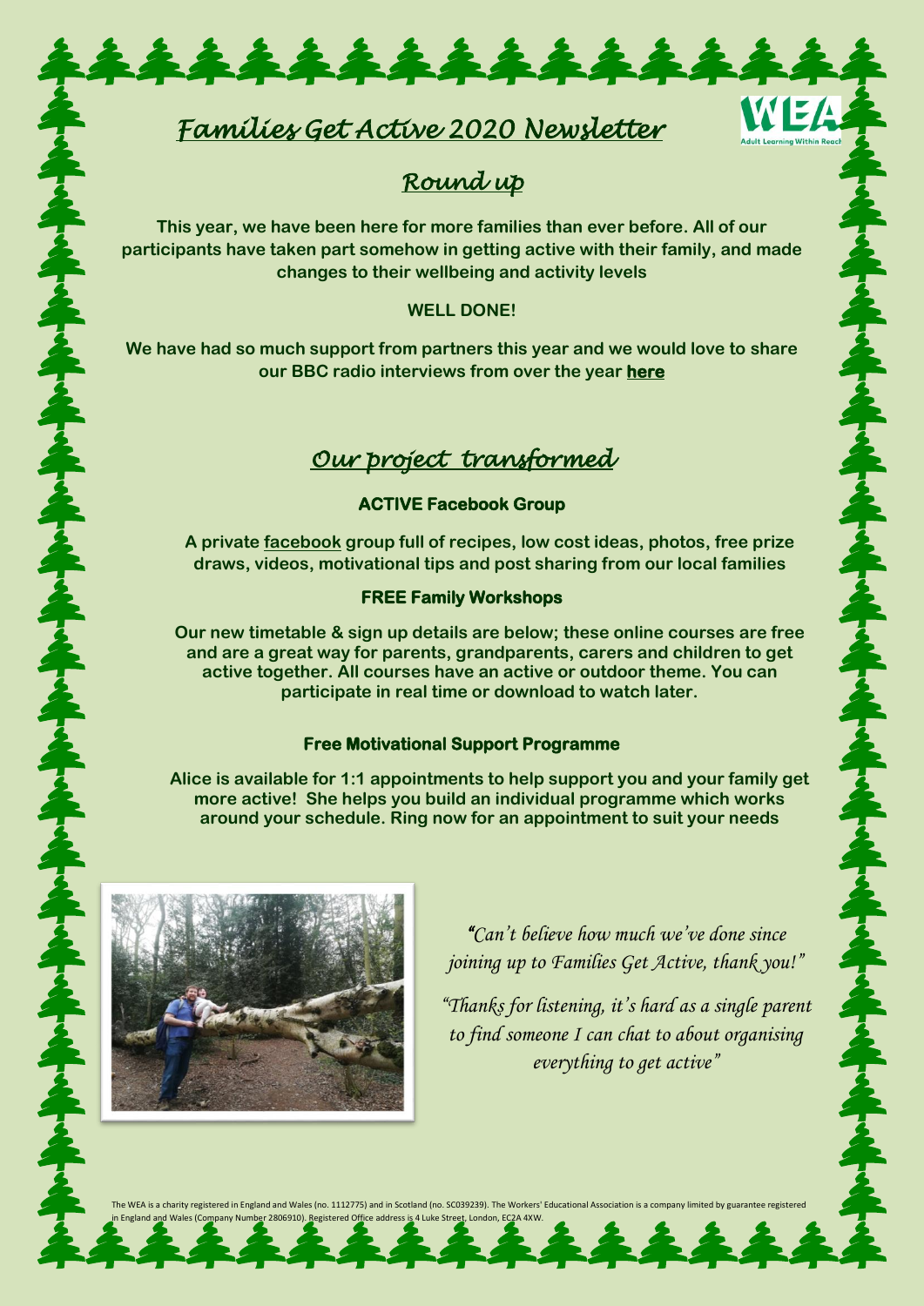# *Families Get Active 2020 Newsletter*

## *Round up*

**This year, we have been here for more families than ever before. All of our participants have taken part somehow in getting active with their family, and made changes to their wellbeing and activity levels**

**WELL DONE!**

**We have had so much support from partners this year and we would love to share our BBC radio interviews from over the year here**

## *Our project transformed*

### ACTIVE Facebook Group

**A private facebook group full of recipes, low cost ideas, photos, free prize draws, videos, motivational tips and post sharing from our local families**

### FREE Family Workshops

**Our new timetable & sign up details are below; these online courses are free and are a great way for parents, grandparents, carers and children to get active together. All courses have an active or outdoor theme. You can participate in real time or download to watch later.**

### Free Motivational Support Programme

**Alice is available for 1:1 appointments to help support you and your family get more active! She helps you build an individual programme which works around your schedule. Ring now for an appointment to suit your needs**

*"Can't believe how much we've done since joining up to Families Get Active, thank you!"*

*"Thanks for listening, it's hard as a single parent to find someone I can chat to about organising everything to get active"*

The WEA is a charity registered in England and Wales (no. 1112775) and in Scotland (no. SC039239). The Workers' Educational Association is a company limited by guarantee registered in England and Wales (Company Number 2806910). Registered Office address is 4 Luke Street, London, EC2A 4XW.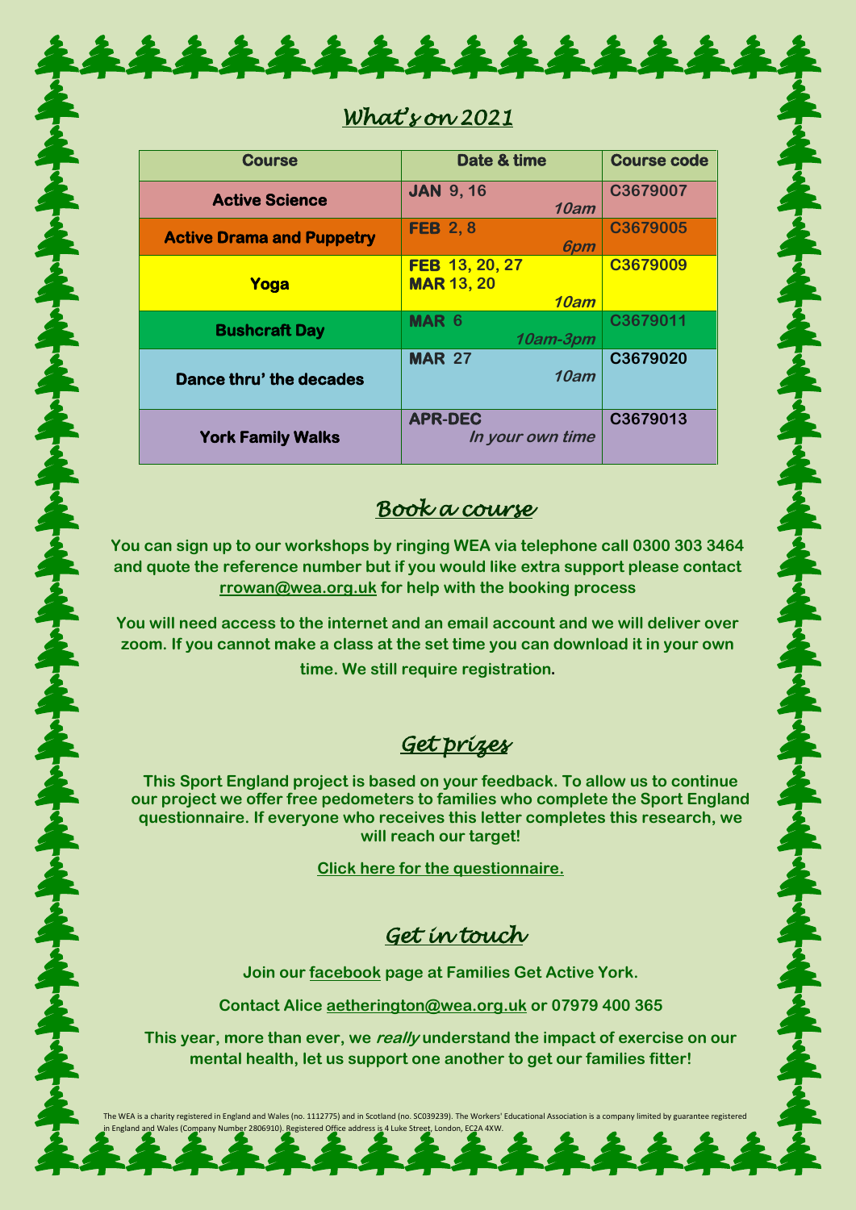## *What's on 2021*

| Course | Date & time | Course code |
| --- | --- | --- |
| **Active Science** | **JAN 9, 16** *10am* | C3679007 |
| **Active Drama and Puppetry** | **FEB 2, 8** *6pm* | C3679005 |
| **Yoga** | **FEB 13, 20, 27** **MAR 13, 20** *10am* | C3679009 |
| **Bushcraft Day** | **MAR 6** *10am-3pm* | C3679011 |
| **Dance thru' the decades** | **MAR 27** *10am* | C3679020 |
| **York Family Walks** | **APR-DEC** *In your own time* | C3679013 |

## *Book a course*

**You can sign up to our workshops by ringing WEA via telephone call 0300 303 3464 and quote the reference number but if you would like extra support please contact rrowan@wea.org.uk for help with the booking process**

**You will need access to the internet and an email account and we will deliver over zoom. If you cannot make a class at the set time you can download it in your own time. We still require registration.**

## *Get prizes*

**This Sport England project is based on your feedback. To allow us to continue our project we offer free pedometers to families who complete the Sport England questionnaire. If everyone who receives this letter completes this research, we will reach our target!**

**Click here for the questionnaire.**

## *Get in touch*

**Join our facebook page at Families Get Active York.**

**Contact Alice aetherington@wea.org.uk or 07979 400 365**

**This year, more than ever, we *really* understand the impact of exercise on our mental health, let us support one another to get our families fitter!**

The WEA is a charity registered in England and Wales (no. 1112775) and in Scotland (no. SC039239). The Workers' Educational Association is a company limited by guarantee registered in England and Wales (Company Number 2806910). Registered Office address is 4 Luke Street, London, EC2A 4XW.